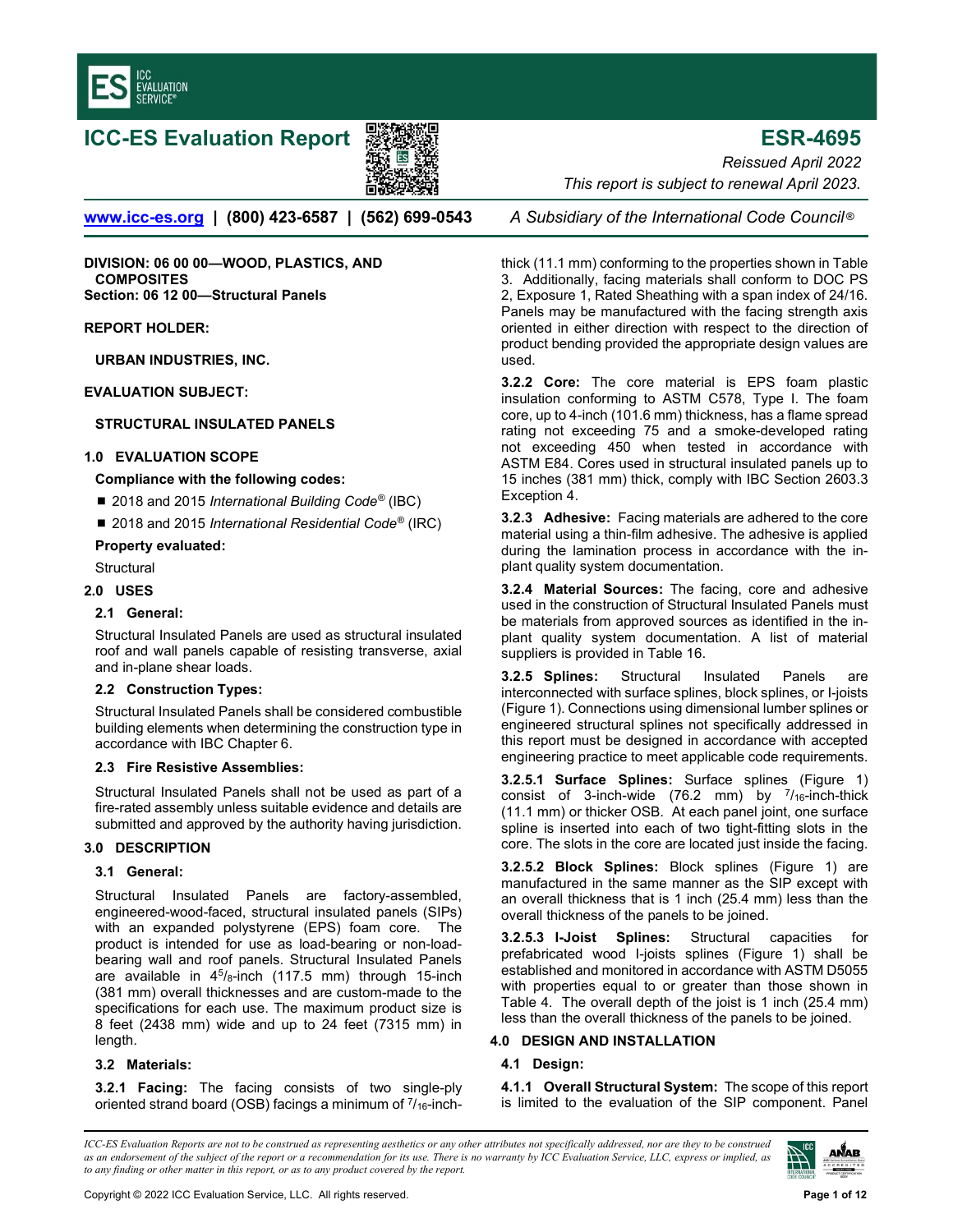# ICC-ES Evaluation Report

# ESR-4695

*Reissued April 2022*

*This report is subject to renewal April 2023.*

www.icc-es.org | (800) 423-6587 | (562) 699-0543 *A Subsidiary of the International Code Council®*

**DIVISION: 06 00 00—WOOD, PLASTICS, AND COMPOSITES**
**Section: 06 12 00—Structural Panels**

**REPORT HOLDER:**

**URBAN INDUSTRIES, INC.**

**EVALUATION SUBJECT:**

**STRUCTURAL INSULATED PANELS**

## 1.0 EVALUATION SCOPE

**Compliance with the following codes:**

- 2018 and 2015 *International Building Code®* (IBC)
- 2018 and 2015 *International Residential Code®* (IRC)

**Property evaluated:**

Structural

## 2.0 USES

### 2.1 General:

Structural Insulated Panels are used as structural insulated roof and wall panels capable of resisting transverse, axial and in-plane shear loads.

### 2.2 Construction Types:

Structural Insulated Panels shall be considered combustible building elements when determining the construction type in accordance with IBC Chapter 6.

### 2.3 Fire Resistive Assemblies:

Structural Insulated Panels shall not be used as part of a fire-rated assembly unless suitable evidence and details are submitted and approved by the authority having jurisdiction.

## 3.0 DESCRIPTION

### 3.1 General:

Structural Insulated Panels are factory-assembled, engineered-wood-faced, structural insulated panels (SIPs) with an expanded polystyrene (EPS) foam core. The product is intended for use as load-bearing or non-load-bearing wall and roof panels. Structural Insulated Panels are available in $4^5/_8$-inch (117.5 mm) through 15-inch (381 mm) overall thicknesses and are custom-made to the specifications for each use. The maximum product size is 8 feet (2438 mm) wide and up to 24 feet (7315 mm) in length.

### 3.2 Materials:

**3.2.1 Facing:** The facing consists of two single-ply oriented strand board (OSB) facings a minimum of $^7/_{16}$-inch-thick (11.1 mm) conforming to the properties shown in Table 3. Additionally, facing materials shall conform to DOC PS 2, Exposure 1, Rated Sheathing with a span index of 24/16. Panels may be manufactured with the facing strength axis oriented in either direction with respect to the direction of product bending provided the appropriate design values are used.

**3.2.2 Core:** The core material is EPS foam plastic insulation conforming to ASTM C578, Type I. The foam core, up to 4-inch (101.6 mm) thickness, has a flame spread rating not exceeding 75 and a smoke-developed rating not exceeding 450 when tested in accordance with ASTM E84. Cores used in structural insulated panels up to 15 inches (381 mm) thick, comply with IBC Section 2603.3 Exception 4.

**3.2.3 Adhesive:** Facing materials are adhered to the core material using a thin-film adhesive. The adhesive is applied during the lamination process in accordance with the in-plant quality system documentation.

**3.2.4 Material Sources:** The facing, core and adhesive used in the construction of Structural Insulated Panels must be materials from approved sources as identified in the in-plant quality system documentation. A list of material suppliers is provided in Table 16.

**3.2.5 Splines:** Structural Insulated Panels are interconnected with surface splines, block splines, or I-joists (Figure 1). Connections using dimensional lumber splines or engineered structural splines not specifically addressed in this report must be designed in accordance with accepted engineering practice to meet applicable code requirements.

**3.2.5.1 Surface Splines:** Surface splines (Figure 1) consist of 3-inch-wide (76.2 mm) by $^7/_{16}$-inch-thick (11.1 mm) or thicker OSB. At each panel joint, one surface spline is inserted into each of two tight-fitting slots in the core. The slots in the core are located just inside the facing.

**3.2.5.2 Block Splines:** Block splines (Figure 1) are manufactured in the same manner as the SIP except with an overall thickness that is 1 inch (25.4 mm) less than the overall thickness of the panels to be joined.

**3.2.5.3 I-Joist Splines:** Structural capacities for prefabricated wood I-joists splines (Figure 1) shall be established and monitored in accordance with ASTM D5055 with properties equal to or greater than those shown in Table 4. The overall depth of the joist is 1 inch (25.4 mm) less than the overall thickness of the panels to be joined.

## 4.0 DESIGN AND INSTALLATION

### 4.1 Design:

**4.1.1 Overall Structural System:** The scope of this report is limited to the evaluation of the SIP component. Panel

*ICC-ES Evaluation Reports are not to be construed as representing aesthetics or any other attributes not specifically addressed, nor are they to be construed as an endorsement of the subject of the report or a recommendation for its use. There is no warranty by ICC Evaluation Service, LLC, express or implied, as to any finding or other matter in this report, or as to any product covered by the report.*

Copyright © 2022 ICC Evaluation Service, LLC. All rights reserved.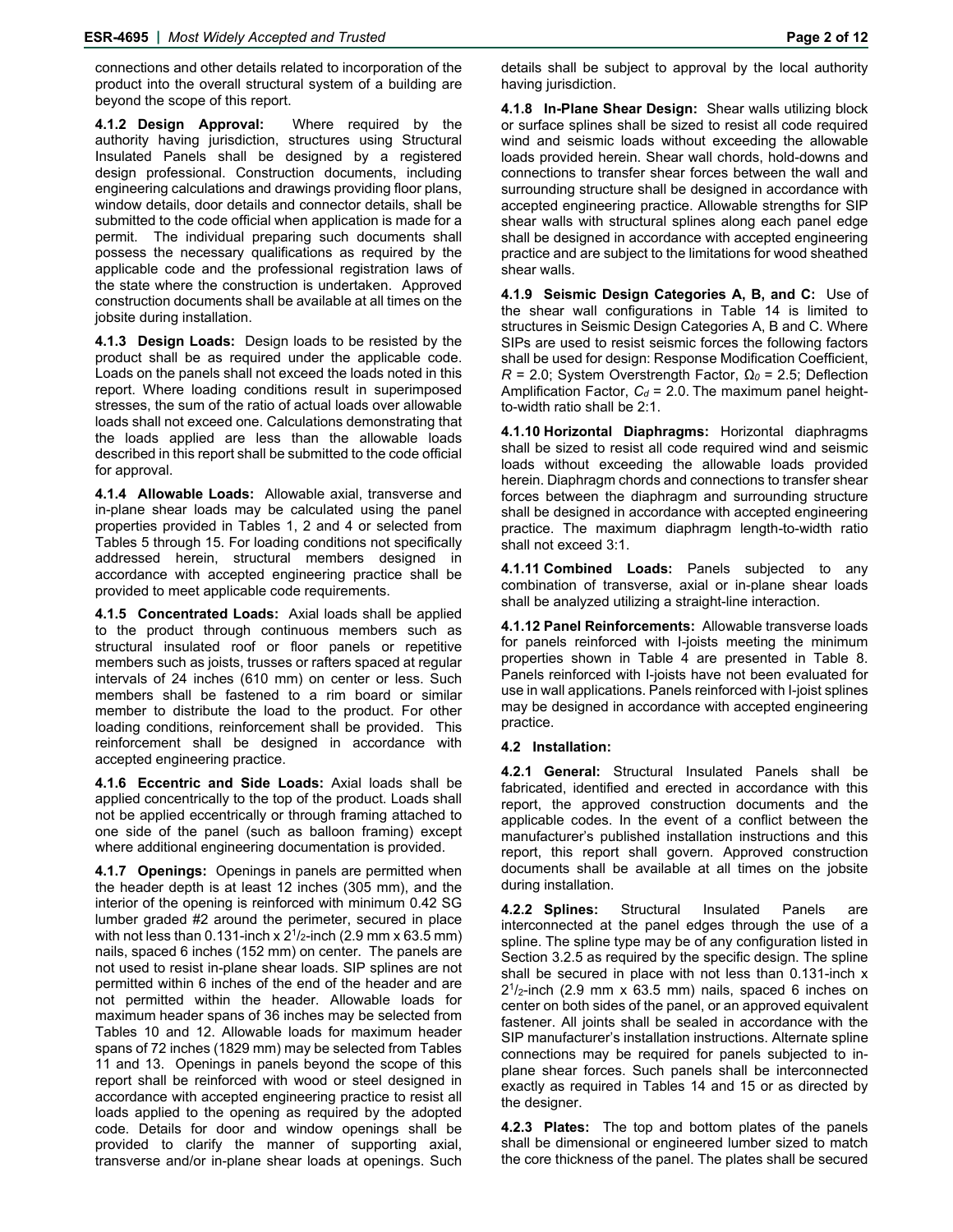connections and other details related to incorporation of the product into the overall structural system of a building are beyond the scope of this report.

**4.1.2 Design Approval:** Where required by the authority having jurisdiction, structures using Structural Insulated Panels shall be designed by a registered design professional. Construction documents, including engineering calculations and drawings providing floor plans, window details, door details and connector details, shall be submitted to the code official when application is made for a permit. The individual preparing such documents shall possess the necessary qualifications as required by the applicable code and the professional registration laws of the state where the construction is undertaken. Approved construction documents shall be available at all times on the jobsite during installation.

**4.1.3 Design Loads:** Design loads to be resisted by the product shall be as required under the applicable code. Loads on the panels shall not exceed the loads noted in this report. Where loading conditions result in superimposed stresses, the sum of the ratio of actual loads over allowable loads shall not exceed one. Calculations demonstrating that the loads applied are less than the allowable loads described in this report shall be submitted to the code official for approval.

**4.1.4 Allowable Loads:** Allowable axial, transverse and in-plane shear loads may be calculated using the panel properties provided in Tables 1, 2 and 4 or selected from Tables 5 through 15. For loading conditions not specifically addressed herein, structural members designed in accordance with accepted engineering practice shall be provided to meet applicable code requirements.

**4.1.5 Concentrated Loads:** Axial loads shall be applied to the product through continuous members such as structural insulated roof or floor panels or repetitive members such as joists, trusses or rafters spaced at regular intervals of 24 inches (610 mm) on center or less. Such members shall be fastened to a rim board or similar member to distribute the load to the product. For other loading conditions, reinforcement shall be provided. This reinforcement shall be designed in accordance with accepted engineering practice.

**4.1.6 Eccentric and Side Loads:** Axial loads shall be applied concentrically to the top of the product. Loads shall not be applied eccentrically or through framing attached to one side of the panel (such as balloon framing) except where additional engineering documentation is provided.

**4.1.7 Openings:** Openings in panels are permitted when the header depth is at least 12 inches (305 mm), and the interior of the opening is reinforced with minimum 0.42 SG lumber graded #2 around the perimeter, secured in place with not less than 0.131-inch x $2^1/_2$-inch (2.9 mm x 63.5 mm) nails, spaced 6 inches (152 mm) on center. The panels are not used to resist in-plane shear loads. SIP splines are not permitted within 6 inches of the end of the header and are not permitted within the header. Allowable loads for maximum header spans of 36 inches may be selected from Tables 10 and 12. Allowable loads for maximum header spans of 72 inches (1829 mm) may be selected from Tables 11 and 13. Openings in panels beyond the scope of this report shall be reinforced with wood or steel designed in accordance with accepted engineering practice to resist all loads applied to the opening as required by the adopted code. Details for door and window openings shall be provided to clarify the manner of supporting axial, transverse and/or in-plane shear loads at openings. Such details shall be subject to approval by the local authority having jurisdiction.

**4.1.8 In-Plane Shear Design:** Shear walls utilizing block or surface splines shall be sized to resist all code required wind and seismic loads without exceeding the allowable loads provided herein. Shear wall chords, hold-downs and connections to transfer shear forces between the wall and surrounding structure shall be designed in accordance with accepted engineering practice. Allowable strengths for SIP shear walls with structural splines along each panel edge shall be designed in accordance with accepted engineering practice and are subject to the limitations for wood sheathed shear walls.

**4.1.9 Seismic Design Categories A, B, and C:** Use of the shear wall configurations in Table 14 is limited to structures in Seismic Design Categories A, B and C. Where SIPs are used to resist seismic forces the following factors shall be used for design: Response Modification Coefficient, $R$ = 2.0; System Overstrength Factor, $\Omega_o$ = 2.5; Deflection Amplification Factor, $C_d$ = 2.0. The maximum panel height-to-width ratio shall be 2:1.

**4.1.10 Horizontal Diaphragms:** Horizontal diaphragms shall be sized to resist all code required wind and seismic loads without exceeding the allowable loads provided herein. Diaphragm chords and connections to transfer shear forces between the diaphragm and surrounding structure shall be designed in accordance with accepted engineering practice. The maximum diaphragm length-to-width ratio shall not exceed 3:1.

**4.1.11 Combined Loads:** Panels subjected to any combination of transverse, axial or in-plane shear loads shall be analyzed utilizing a straight-line interaction.

**4.1.12 Panel Reinforcements:** Allowable transverse loads for panels reinforced with I-joists meeting the minimum properties shown in Table 4 are presented in Table 8. Panels reinforced with I-joists have not been evaluated for use in wall applications. Panels reinforced with I-joist splines may be designed in accordance with accepted engineering practice.

**4.2 Installation:**

**4.2.1 General:** Structural Insulated Panels shall be fabricated, identified and erected in accordance with this report, the approved construction documents and the applicable codes. In the event of a conflict between the manufacturer's published installation instructions and this report, this report shall govern. Approved construction documents shall be available at all times on the jobsite during installation.

**4.2.2 Splines:** Structural Insulated Panels are interconnected at the panel edges through the use of a spline. The spline type may be of any configuration listed in Section 3.2.5 as required by the specific design. The spline shall be secured in place with not less than 0.131-inch x $2^1/_2$-inch (2.9 mm x 63.5 mm) nails, spaced 6 inches on center on both sides of the panel, or an approved equivalent fastener. All joints shall be sealed in accordance with the SIP manufacturer's installation instructions. Alternate spline connections may be required for panels subjected to in-plane shear forces. Such panels shall be interconnected exactly as required in Tables 14 and 15 or as directed by the designer.

**4.2.3 Plates:** The top and bottom plates of the panels shall be dimensional or engineered lumber sized to match the core thickness of the panel. The plates shall be secured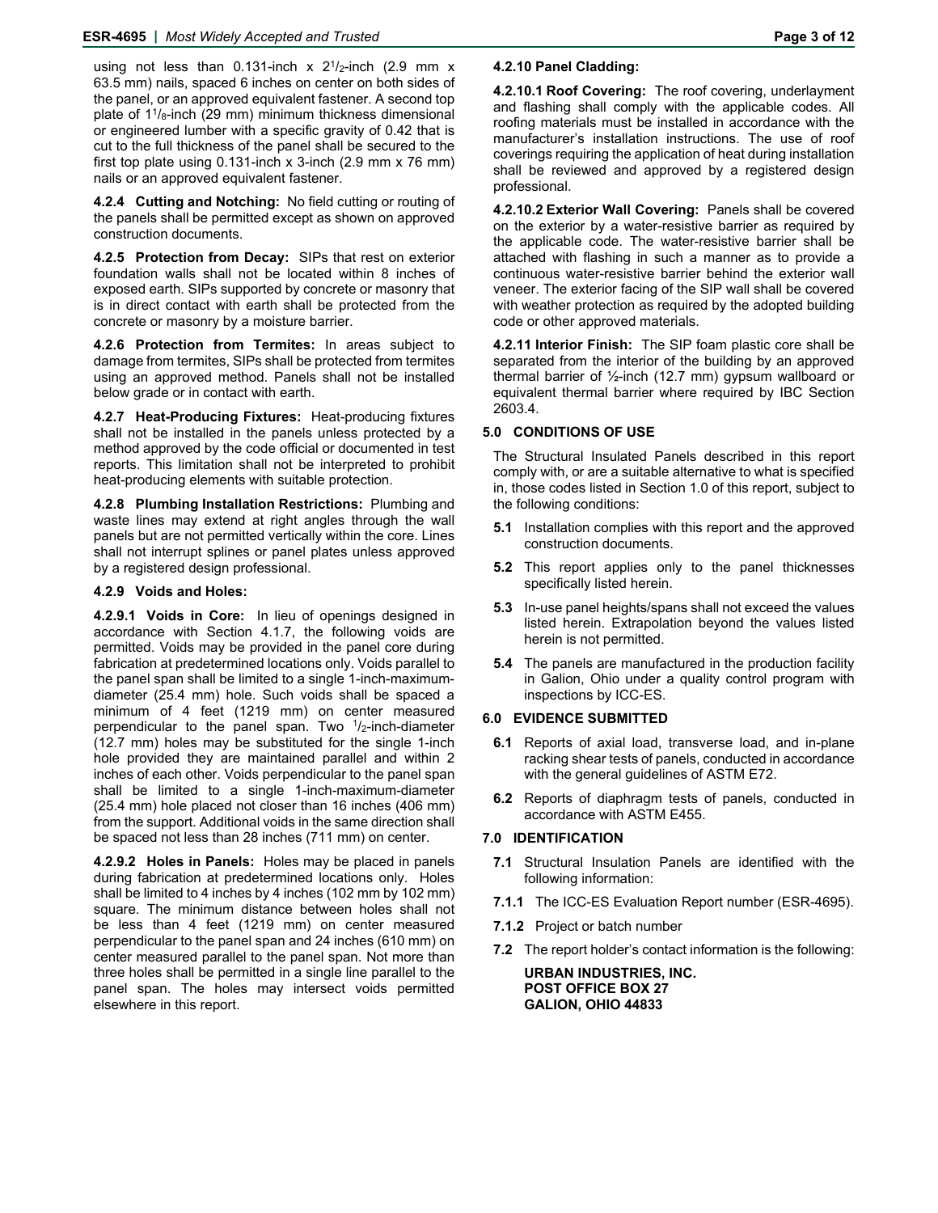using not less than 0.131-inch x 2[1]/[2]-inch (2.9 mm x 63.5 mm) nails, spaced 6 inches on center on both sides of the panel, or an approved equivalent fastener. A second top plate of 1[1]/[8]-inch (29 mm) minimum thickness dimensional or engineered lumber with a specific gravity of 0.42 that is cut to the full thickness of the panel shall be secured to the first top plate using 0.131-inch x 3-inch (2.9 mm x 76 mm) nails or an approved equivalent fastener.

**4.2.4 Cutting and Notching:** No field cutting or routing of the panels shall be permitted except as shown on approved construction documents.

**4.2.5 Protection from Decay:** SIPs that rest on exterior foundation walls shall not be located within 8 inches of exposed earth. SIPs supported by concrete or masonry that is in direct contact with earth shall be protected from the concrete or masonry by a moisture barrier.

**4.2.6 Protection from Termites:** In areas subject to damage from termites, SIPs shall be protected from termites using an approved method. Panels shall not be installed below grade or in contact with earth.

**4.2.7 Heat-Producing Fixtures:** Heat-producing fixtures shall not be installed in the panels unless protected by a method approved by the code official or documented in test reports. This limitation shall not be interpreted to prohibit heat-producing elements with suitable protection.

**4.2.8 Plumbing Installation Restrictions:** Plumbing and waste lines may extend at right angles through the wall panels but are not permitted vertically within the core. Lines shall not interrupt splines or panel plates unless approved by a registered design professional.

**4.2.9 Voids and Holes:**

**4.2.9.1 Voids in Core:** In lieu of openings designed in accordance with Section 4.1.7, the following voids are permitted. Voids may be provided in the panel core during fabrication at predetermined locations only. Voids parallel to the panel span shall be limited to a single 1-inch-maximum-diameter (25.4 mm) hole. Such voids shall be spaced a minimum of 4 feet (1219 mm) on center measured perpendicular to the panel span. Two [1]/[2]-inch-diameter (12.7 mm) holes may be substituted for the single 1-inch hole provided they are maintained parallel and within 2 inches of each other. Voids perpendicular to the panel span shall be limited to a single 1-inch-maximum-diameter (25.4 mm) hole placed not closer than 16 inches (406 mm) from the support. Additional voids in the same direction shall be spaced not less than 28 inches (711 mm) on center.

**4.2.9.2 Holes in Panels:** Holes may be placed in panels during fabrication at predetermined locations only. Holes shall be limited to 4 inches by 4 inches (102 mm by 102 mm) square. The minimum distance between holes shall not be less than 4 feet (1219 mm) on center measured perpendicular to the panel span and 24 inches (610 mm) on center measured parallel to the panel span. Not more than three holes shall be permitted in a single line parallel to the panel span. The holes may intersect voids permitted elsewhere in this report.

**4.2.10 Panel Cladding:**

**4.2.10.1 Roof Covering:** The roof covering, underlayment and flashing shall comply with the applicable codes. All roofing materials must be installed in accordance with the manufacturer's installation instructions. The use of roof coverings requiring the application of heat during installation shall be reviewed and approved by a registered design professional.

**4.2.10.2 Exterior Wall Covering:** Panels shall be covered on the exterior by a water-resistive barrier as required by the applicable code. The water-resistive barrier shall be attached with flashing in such a manner as to provide a continuous water-resistive barrier behind the exterior wall veneer. The exterior facing of the SIP wall shall be covered with weather protection as required by the adopted building code or other approved materials.

**4.2.11 Interior Finish:** The SIP foam plastic core shall be separated from the interior of the building by an approved thermal barrier of ½-inch (12.7 mm) gypsum wallboard or equivalent thermal barrier where required by IBC Section 2603.4.

## 5.0 CONDITIONS OF USE

The Structural Insulated Panels described in this report comply with, or are a suitable alternative to what is specified in, those codes listed in Section 1.0 of this report, subject to the following conditions:

**5.1** Installation complies with this report and the approved construction documents.

**5.2** This report applies only to the panel thicknesses specifically listed herein.

**5.3** In-use panel heights/spans shall not exceed the values listed herein. Extrapolation beyond the values listed herein is not permitted.

**5.4** The panels are manufactured in the production facility in Galion, Ohio under a quality control program with inspections by ICC-ES.

## 6.0 EVIDENCE SUBMITTED

**6.1** Reports of axial load, transverse load, and in-plane racking shear tests of panels, conducted in accordance with the general guidelines of ASTM E72.

**6.2** Reports of diaphragm tests of panels, conducted in accordance with ASTM E455.

## 7.0 IDENTIFICATION

**7.1** Structural Insulation Panels are identified with the following information:

**7.1.1** The ICC-ES Evaluation Report number (ESR-4695).

**7.1.2** Project or batch number

**7.2** The report holder's contact information is the following:

**URBAN INDUSTRIES, INC.**
**POST OFFICE BOX 27**
**GALION, OHIO 44833**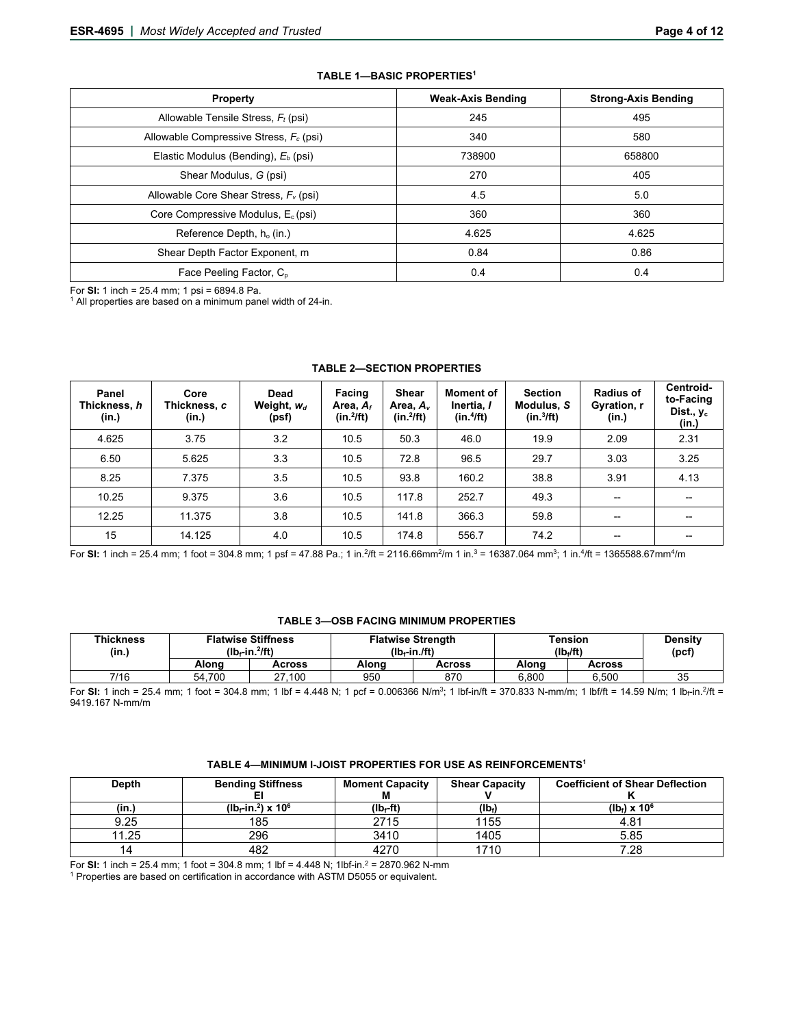**TABLE 1—BASIC PROPERTIES[1]**

| Property | Weak-Axis Bending | Strong-Axis Bending |
|---|---|---|
| Allowable Tensile Stress, $F_t$ (psi) | 245 | 495 |
| Allowable Compressive Stress, $F_c$ (psi) | 340 | 580 |
| Elastic Modulus (Bending), $E_b$ (psi) | 738900 | 658800 |
| Shear Modulus, $G$ (psi) | 270 | 405 |
| Allowable Core Shear Stress, $F_v$ (psi) | 4.5 | 5.0 |
| Core Compressive Modulus, $E_c$ (psi) | 360 | 360 |
| Reference Depth, $h_o$ (in.) | 4.625 | 4.625 |
| Shear Depth Factor Exponent, m | 0.84 | 0.86 |
| Face Peeling Factor, $C_p$ | 0.4 | 0.4 |

For **SI:** 1 inch = 25.4 mm; 1 psi = 6894.8 Pa.
[1] All properties are based on a minimum panel width of 24-in.

**TABLE 2—SECTION PROPERTIES**

| Panel Thickness, *h* (in.) | Core Thickness, *c* (in.) | Dead Weight, $w_d$ (psf) | Facing Area, $A_f$ (in.$^2$/ft) | Shear Area, $A_v$ (in.$^2$/ft) | Moment of Inertia, *I* (in.$^4$/ft) | Section Modulus, *S* (in.$^3$/ft) | Radius of Gyration, r (in.) | Centroid-to-Facing Dist., $y_c$ (in.) |
|---|---|---|---|---|---|---|---|---|
| 4.625 | 3.75 | 3.2 | 10.5 | 50.3 | 46.0 | 19.9 | 2.09 | 2.31 |
| 6.50 | 5.625 | 3.3 | 10.5 | 72.8 | 96.5 | 29.7 | 3.03 | 3.25 |
| 8.25 | 7.375 | 3.5 | 10.5 | 93.8 | 160.2 | 38.8 | 3.91 | 4.13 |
| 10.25 | 9.375 | 3.6 | 10.5 | 117.8 | 252.7 | 49.3 | -- | -- |
| 12.25 | 11.375 | 3.8 | 10.5 | 141.8 | 366.3 | 59.8 | -- | -- |
| 15 | 14.125 | 4.0 | 10.5 | 174.8 | 556.7 | 74.2 | -- | -- |

For **SI:** 1 inch = 25.4 mm; 1 foot = 304.8 mm; 1 psf = 47.88 Pa.; 1 in.$^2$/ft = 2116.66mm$^2$/m 1 in.$^3$ = 16387.064 mm$^3$; 1 in.$^4$/ft = 1365588.67mm$^4$/m

**TABLE 3—OSB FACING MINIMUM PROPERTIES**

| Thickness (in.) | Flatwise Stiffness ($lb_f$-in.$^2$/ft) | | Flatwise Strength ($lb_f$-in./ft) | | Tension ($lb_f$/ft) | | Density (pcf) |
|---|---|---|---|---|---|---|---|
| | Along | Across | Along | Across | Along | Across | |
| 7/16 | 54,700 | 27,100 | 950 | 870 | 6,800 | 6,500 | 35 |

For **SI:** 1 inch = 25.4 mm; 1 foot = 304.8 mm; 1 lbf = 4.448 N; 1 pcf = 0.006366 N/m$^3$; 1 lbf-in/ft = 370.833 N-mm/m; 1 lbf/ft = 14.59 N/m; 1 $lb_f$-in.$^2$/ft = 9419.167 N-mm/m

**TABLE 4—MINIMUM I-JOIST PROPERTIES FOR USE AS REINFORCEMENTS[1]**

| Depth | Bending Stiffness EI | Moment Capacity M | Shear Capacity V | Coefficient of Shear Deflection K |
|---|---|---|---|---|
| (in.) | ($lb_f$-in.$^2$) x $10^6$ | ($lb_f$-ft) | ($lb_f$) | ($lb_f$) x $10^6$ |
| 9.25 | 185 | 2715 | 1155 | 4.81 |
| 11.25 | 296 | 3410 | 1405 | 5.85 |
| 14 | 482 | 4270 | 1710 | 7.28 |

For **SI:** 1 inch = 25.4 mm; 1 foot = 304.8 mm; 1 lbf = 4.448 N; 1lbf-in.$^2$ = 2870.962 N-mm
[1] Properties are based on certification in accordance with ASTM D5055 or equivalent.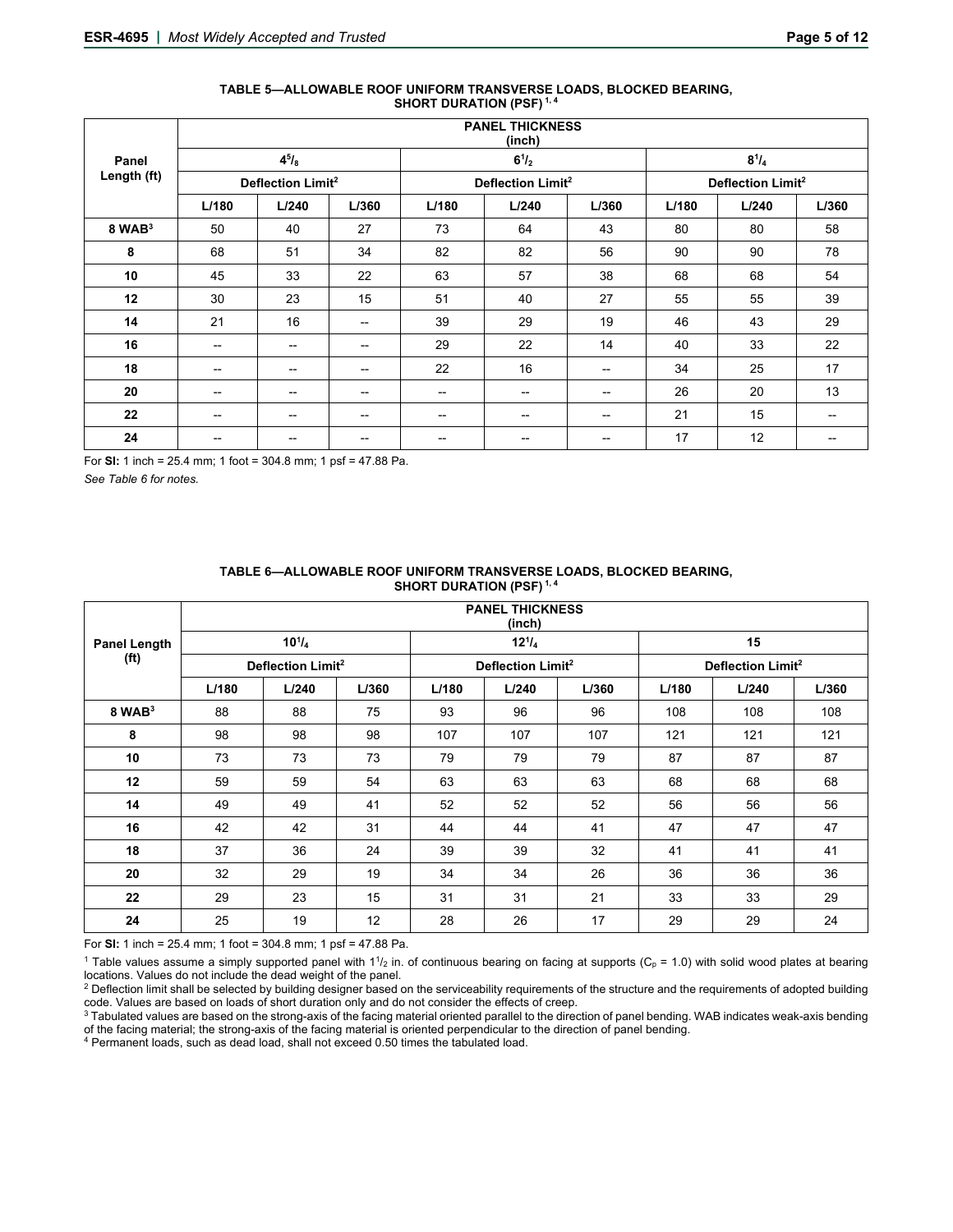**TABLE 5—ALLOWABLE ROOF UNIFORM TRANSVERSE LOADS, BLOCKED BEARING, SHORT DURATION (PSF) [1, 4]**

| Panel Length (ft) | PANEL THICKNESS (inch) | | | | | | | | |
|---|---|---|---|---|---|---|---|---|---|
| | $4^5/_8$ | | | $6^1/_2$ | | | $8^1/_4$ | | |
| | Deflection Limit[2] | | | Deflection Limit[2] | | | Deflection Limit[2] | | |
| | L/180 | L/240 | L/360 | L/180 | L/240 | L/360 | L/180 | L/240 | L/360 |
| 8 WAB[3] | 50 | 40 | 27 | 73 | 64 | 43 | 80 | 80 | 58 |
| 8 | 68 | 51 | 34 | 82 | 82 | 56 | 90 | 90 | 78 |
| 10 | 45 | 33 | 22 | 63 | 57 | 38 | 68 | 68 | 54 |
| 12 | 30 | 23 | 15 | 51 | 40 | 27 | 55 | 55 | 39 |
| 14 | 21 | 16 | -- | 39 | 29 | 19 | 46 | 43 | 29 |
| 16 | -- | -- | -- | 29 | 22 | 14 | 40 | 33 | 22 |
| 18 | -- | -- | -- | 22 | 16 | -- | 34 | 25 | 17 |
| 20 | -- | -- | -- | -- | -- | -- | 26 | 20 | 13 |
| 22 | -- | -- | -- | -- | -- | -- | 21 | 15 | -- |
| 24 | -- | -- | -- | -- | -- | -- | 17 | 12 | -- |

For **SI:** 1 inch = 25.4 mm; 1 foot = 304.8 mm; 1 psf = 47.88 Pa.

*See Table 6 for notes.*

**TABLE 6—ALLOWABLE ROOF UNIFORM TRANSVERSE LOADS, BLOCKED BEARING, SHORT DURATION (PSF) [1, 4]**

| Panel Length (ft) | PANEL THICKNESS (inch) | | | | | | | | |
|---|---|---|---|---|---|---|---|---|---|
| | $10^1/_4$ | | | $12^1/_4$ | | | 15 | | |
| | Deflection Limit[2] | | | Deflection Limit[2] | | | Deflection Limit[2] | | |
| | L/180 | L/240 | L/360 | L/180 | L/240 | L/360 | L/180 | L/240 | L/360 |
| 8 WAB[3] | 88 | 88 | 75 | 93 | 96 | 96 | 108 | 108 | 108 |
| 8 | 98 | 98 | 98 | 107 | 107 | 107 | 121 | 121 | 121 |
| 10 | 73 | 73 | 73 | 79 | 79 | 79 | 87 | 87 | 87 |
| 12 | 59 | 59 | 54 | 63 | 63 | 63 | 68 | 68 | 68 |
| 14 | 49 | 49 | 41 | 52 | 52 | 52 | 56 | 56 | 56 |
| 16 | 42 | 42 | 31 | 44 | 44 | 41 | 47 | 47 | 47 |
| 18 | 37 | 36 | 24 | 39 | 39 | 32 | 41 | 41 | 41 |
| 20 | 32 | 29 | 19 | 34 | 34 | 26 | 36 | 36 | 36 |
| 22 | 29 | 23 | 15 | 31 | 31 | 21 | 33 | 33 | 29 |
| 24 | 25 | 19 | 12 | 28 | 26 | 17 | 29 | 29 | 24 |

For **SI:** 1 inch = 25.4 mm; 1 foot = 304.8 mm; 1 psf = 47.88 Pa.

[1] Table values assume a simply supported panel with $1^1/_2$ in. of continuous bearing on facing at supports ($C_p$ = 1.0) with solid wood plates at bearing locations. Values do not include the dead weight of the panel.

[2] Deflection limit shall be selected by building designer based on the serviceability requirements of the structure and the requirements of adopted building code. Values are based on loads of short duration only and do not consider the effects of creep.

[3] Tabulated values are based on the strong-axis of the facing material oriented parallel to the direction of panel bending. WAB indicates weak-axis bending of the facing material; the strong-axis of the facing material is oriented perpendicular to the direction of panel bending.

[4] Permanent loads, such as dead load, shall not exceed 0.50 times the tabulated load.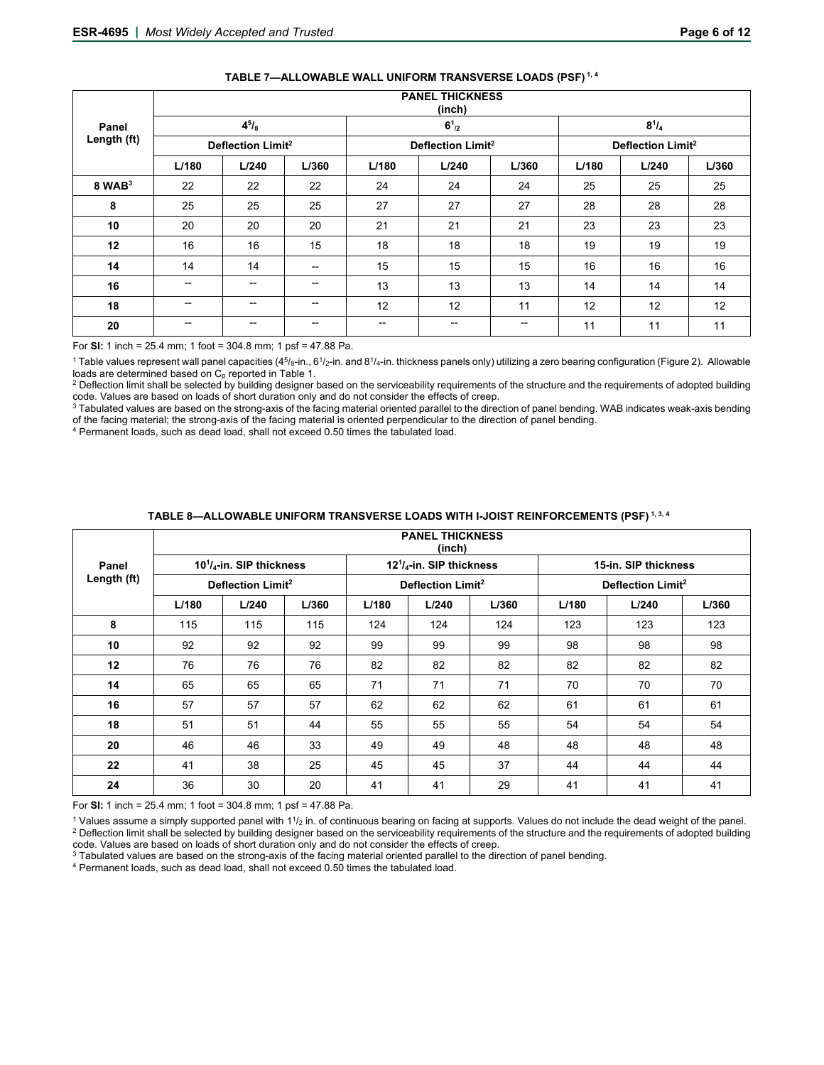**TABLE 7—ALLOWABLE WALL UNIFORM TRANSVERSE LOADS (PSF) [1, 4]**

| Panel Length (ft) | PANEL THICKNESS (inch) | | | | | | | | |
|---|---|---|---|---|---|---|---|---|---|
| | $4^5/_8$ | | | $6^1/_2$ | | | $8^1/_4$ | | |
| | Deflection Limit[2] | | | Deflection Limit[2] | | | Deflection Limit[2] | | |
| | L/180 | L/240 | L/360 | L/180 | L/240 | L/360 | L/180 | L/240 | L/360 |
| 8 WAB[3] | 22 | 22 | 22 | 24 | 24 | 24 | 25 | 25 | 25 |
| 8 | 25 | 25 | 25 | 27 | 27 | 27 | 28 | 28 | 28 |
| 10 | 20 | 20 | 20 | 21 | 21 | 21 | 23 | 23 | 23 |
| 12 | 16 | 16 | 15 | 18 | 18 | 18 | 19 | 19 | 19 |
| 14 | 14 | 14 | -- | 15 | 15 | 15 | 16 | 16 | 16 |
| 16 | -- | -- | -- | 13 | 13 | 13 | 14 | 14 | 14 |
| 18 | -- | -- | -- | 12 | 12 | 11 | 12 | 12 | 12 |
| 20 | -- | -- | -- | -- | -- | -- | 11 | 11 | 11 |

For **SI:** 1 inch = 25.4 mm; 1 foot = 304.8 mm; 1 psf = 47.88 Pa.

[1] Table values represent wall panel capacities ($4^5/_8$-in., $6^1/_2$-in. and $8^1/_4$-in. thickness panels only) utilizing a zero bearing configuration (Figure 2). Allowable loads are determined based on $C_p$ reported in Table 1.
[2] Deflection limit shall be selected by building designer based on the serviceability requirements of the structure and the requirements of adopted building code. Values are based on loads of short duration only and do not consider the effects of creep.
[3] Tabulated values are based on the strong-axis of the facing material oriented parallel to the direction of panel bending. WAB indicates weak-axis bending of the facing material; the strong-axis of the facing material is oriented perpendicular to the direction of panel bending.
[4] Permanent loads, such as dead load, shall not exceed 0.50 times the tabulated load.

**TABLE 8—ALLOWABLE UNIFORM TRANSVERSE LOADS WITH I-JOIST REINFORCEMENTS (PSF) [1, 3, 4]**

| Panel Length (ft) | PANEL THICKNESS (inch) | | | | | | | | |
|---|---|---|---|---|---|---|---|---|---|
| | $10^1/_4$-in. SIP thickness | | | $12^1/_4$-in. SIP thickness | | | 15-in. SIP thickness | | |
| | Deflection Limit[2] | | | Deflection Limit[2] | | | Deflection Limit[2] | | |
| | L/180 | L/240 | L/360 | L/180 | L/240 | L/360 | L/180 | L/240 | L/360 |
| 8 | 115 | 115 | 115 | 124 | 124 | 124 | 123 | 123 | 123 |
| 10 | 92 | 92 | 92 | 99 | 99 | 99 | 98 | 98 | 98 |
| 12 | 76 | 76 | 76 | 82 | 82 | 82 | 82 | 82 | 82 |
| 14 | 65 | 65 | 65 | 71 | 71 | 71 | 70 | 70 | 70 |
| 16 | 57 | 57 | 57 | 62 | 62 | 62 | 61 | 61 | 61 |
| 18 | 51 | 51 | 44 | 55 | 55 | 55 | 54 | 54 | 54 |
| 20 | 46 | 46 | 33 | 49 | 49 | 48 | 48 | 48 | 48 |
| 22 | 41 | 38 | 25 | 45 | 45 | 37 | 44 | 44 | 44 |
| 24 | 36 | 30 | 20 | 41 | 41 | 29 | 41 | 41 | 41 |

For **SI:** 1 inch = 25.4 mm; 1 foot = 304.8 mm; 1 psf = 47.88 Pa.

[1] Values assume a simply supported panel with $1^1/_2$ in. of continuous bearing on facing at supports. Values do not include the dead weight of the panel.
[2] Deflection limit shall be selected by building designer based on the serviceability requirements of the structure and the requirements of adopted building code. Values are based on loads of short duration only and do not consider the effects of creep.
[3] Tabulated values are based on the strong-axis of the facing material oriented parallel to the direction of panel bending.
[4] Permanent loads, such as dead load, shall not exceed 0.50 times the tabulated load.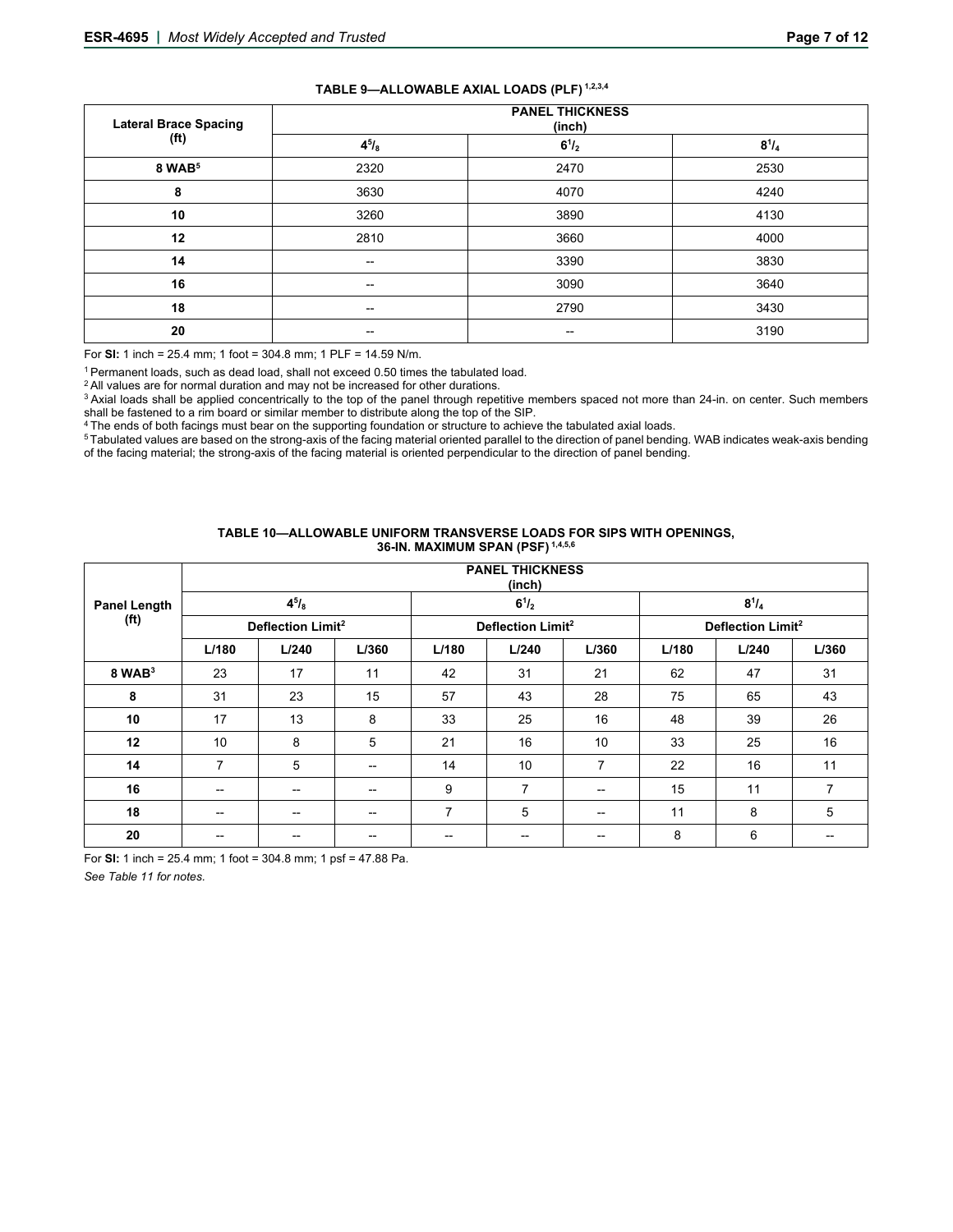**TABLE 9—ALLOWABLE AXIAL LOADS (PLF) [1,2,3,4]**

| Lateral Brace Spacing (ft) | PANEL THICKNESS (inch) | | |
|---|---|---|---|
| | $4^5/_8$ | $6^1/_2$ | $8^1/_4$ |
| 8 WAB[5] | 2320 | 2470 | 2530 |
| 8 | 3630 | 4070 | 4240 |
| 10 | 3260 | 3890 | 4130 |
| 12 | 2810 | 3660 | 4000 |
| 14 | -- | 3390 | 3830 |
| 16 | -- | 3090 | 3640 |
| 18 | -- | 2790 | 3430 |
| 20 | -- | -- | 3190 |

For **SI:** 1 inch = 25.4 mm; 1 foot = 304.8 mm; 1 PLF = 14.59 N/m.

[1] Permanent loads, such as dead load, shall not exceed 0.50 times the tabulated load.

[2] All values are for normal duration and may not be increased for other durations.

[3] Axial loads shall be applied concentrically to the top of the panel through repetitive members spaced not more than 24-in. on center. Such members shall be fastened to a rim board or similar member to distribute along the top of the SIP.

[4] The ends of both facings must bear on the supporting foundation or structure to achieve the tabulated axial loads.

[5] Tabulated values are based on the strong-axis of the facing material oriented parallel to the direction of panel bending. WAB indicates weak-axis bending of the facing material; the strong-axis of the facing material is oriented perpendicular to the direction of panel bending.

**TABLE 10—ALLOWABLE UNIFORM TRANSVERSE LOADS FOR SIPS WITH OPENINGS, 36-IN. MAXIMUM SPAN (PSF) [1,4,5,6]**

| Panel Length (ft) | PANEL THICKNESS (inch) | | | | | | | | |
|---|---|---|---|---|---|---|---|---|---|
| | $4^5/_8$ | | | $6^1/_2$ | | | $8^1/_4$ | | |
| | Deflection Limit[2] | | | Deflection Limit[2] | | | Deflection Limit[2] | | |
| | L/180 | L/240 | L/360 | L/180 | L/240 | L/360 | L/180 | L/240 | L/360 |
| 8 WAB[3] | 23 | 17 | 11 | 42 | 31 | 21 | 62 | 47 | 31 |
| 8 | 31 | 23 | 15 | 57 | 43 | 28 | 75 | 65 | 43 |
| 10 | 17 | 13 | 8 | 33 | 25 | 16 | 48 | 39 | 26 |
| 12 | 10 | 8 | 5 | 21 | 16 | 10 | 33 | 25 | 16 |
| 14 | 7 | 5 | -- | 14 | 10 | 7 | 22 | 16 | 11 |
| 16 | -- | -- | -- | 9 | 7 | -- | 15 | 11 | 7 |
| 18 | -- | -- | -- | 7 | 5 | -- | 11 | 8 | 5 |
| 20 | -- | -- | -- | -- | -- | -- | 8 | 6 | -- |

For **SI:** 1 inch = 25.4 mm; 1 foot = 304.8 mm; 1 psf = 47.88 Pa.

*See Table 11 for notes.*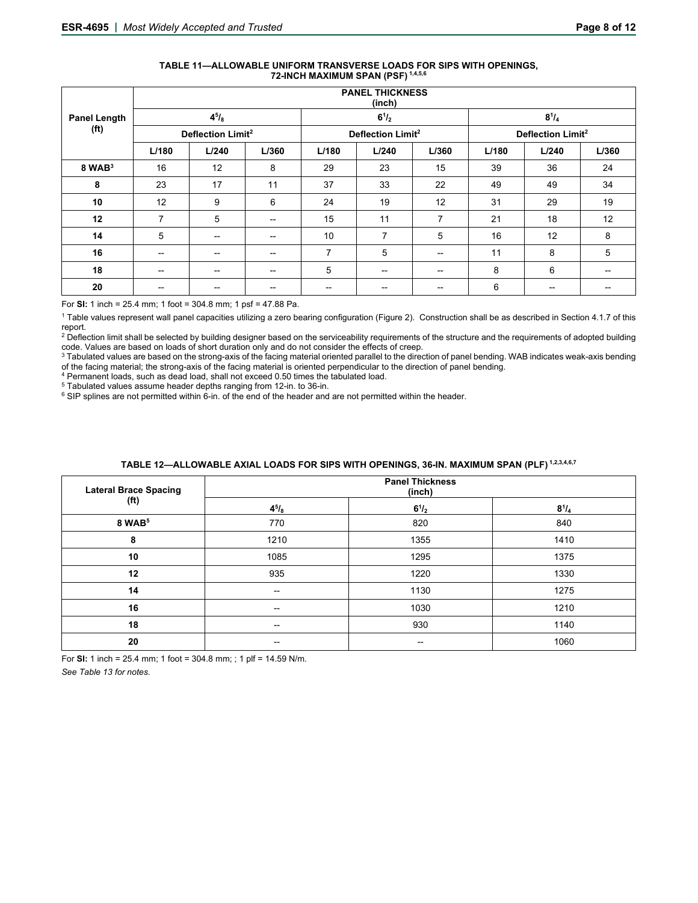**TABLE 11—ALLOWABLE UNIFORM TRANSVERSE LOADS FOR SIPS WITH OPENINGS, 72-INCH MAXIMUM SPAN (PSF) [1,4,5,6]**

| Panel Length (ft) | PANEL THICKNESS (inch) | | | | | | | | |
|---|---|---|---|---|---|---|---|---|---|
| | $4^5/_8$ | | | $6^1/_2$ | | | $8^1/_4$ | | |
| | Deflection Limit[2] | | | Deflection Limit[2] | | | Deflection Limit[2] | | |
| | L/180 | L/240 | L/360 | L/180 | L/240 | L/360 | L/180 | L/240 | L/360 |
| **8 WAB**[3] | 16 | 12 | 8 | 29 | 23 | 15 | 39 | 36 | 24 |
| **8** | 23 | 17 | 11 | 37 | 33 | 22 | 49 | 49 | 34 |
| **10** | 12 | 9 | 6 | 24 | 19 | 12 | 31 | 29 | 19 |
| **12** | 7 | 5 | -- | 15 | 11 | 7 | 21 | 18 | 12 |
| **14** | 5 | -- | -- | 10 | 7 | 5 | 16 | 12 | 8 |
| **16** | -- | -- | -- | 7 | 5 | -- | 11 | 8 | 5 |
| **18** | -- | -- | -- | 5 | -- | -- | 8 | 6 | -- |
| **20** | -- | -- | -- | -- | -- | -- | 6 | -- | -- |

For **SI:** 1 inch = 25.4 mm; 1 foot = 304.8 mm; 1 psf = 47.88 Pa.

[1] Table values represent wall panel capacities utilizing a zero bearing configuration (Figure 2). Construction shall be as described in Section 4.1.7 of this report.

[2] Deflection limit shall be selected by building designer based on the serviceability requirements of the structure and the requirements of adopted building code. Values are based on loads of short duration only and do not consider the effects of creep.

[3] Tabulated values are based on the strong-axis of the facing material oriented parallel to the direction of panel bending. WAB indicates weak-axis bending of the facing material; the strong-axis of the facing material is oriented perpendicular to the direction of panel bending.

[4] Permanent loads, such as dead load, shall not exceed 0.50 times the tabulated load.

[5] Tabulated values assume header depths ranging from 12-in. to 36-in.

[6] SIP splines are not permitted within 6-in. of the end of the header and are not permitted within the header.

**TABLE 12—ALLOWABLE AXIAL LOADS FOR SIPS WITH OPENINGS, 36-IN. MAXIMUM SPAN (PLF) [1,2,3,4,6,7]**

| Lateral Brace Spacing (ft) | Panel Thickness (inch) | | |
|---|---|---|---|
| | $4^5/_8$ | $6^1/_2$ | $8^1/_4$ |
| **8 WAB**[5] | 770 | 820 | 840 |
| **8** | 1210 | 1355 | 1410 |
| **10** | 1085 | 1295 | 1375 |
| **12** | 935 | 1220 | 1330 |
| **14** | -- | 1130 | 1275 |
| **16** | -- | 1030 | 1210 |
| **18** | -- | 930 | 1140 |
| **20** | -- | -- | 1060 |

For **SI:** 1 inch = 25.4 mm; 1 foot = 304.8 mm; ; 1 plf = 14.59 N/m.

*See Table 13 for notes.*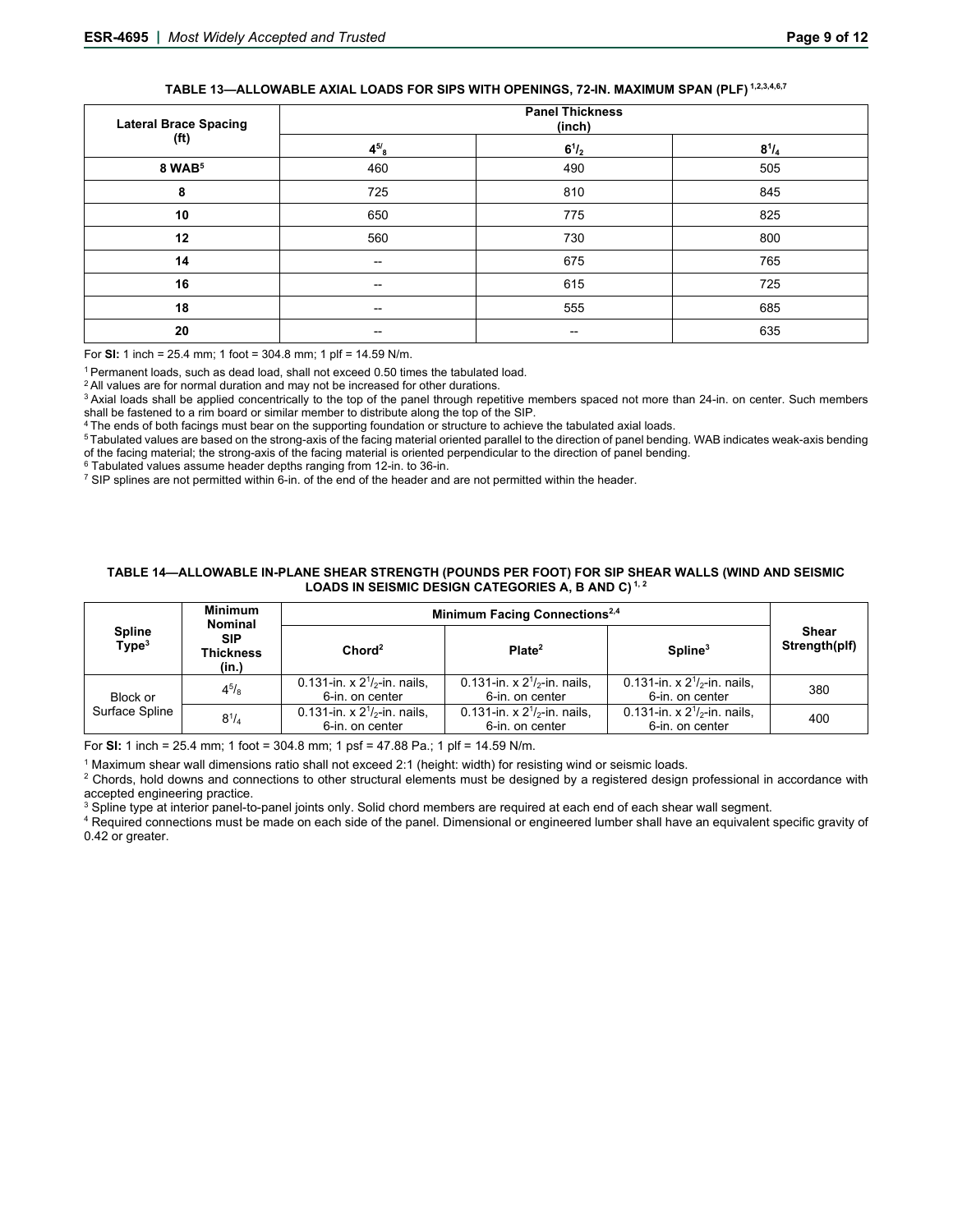**TABLE 13—ALLOWABLE AXIAL LOADS FOR SIPS WITH OPENINGS, 72-IN. MAXIMUM SPAN (PLF) [1,2,3,4,6,7]**

| Lateral Brace Spacing (ft) | Panel Thickness (inch) | | |
|---|---|---|---|
| | 4$^{5}/_{8}$ | 6$^{1}/_{2}$ | 8$^{1}/_{4}$ |
| **8 WAB[5]** | 460 | 490 | 505 |
| **8** | 725 | 810 | 845 |
| **10** | 650 | 775 | 825 |
| **12** | 560 | 730 | 800 |
| **14** | -- | 675 | 765 |
| **16** | -- | 615 | 725 |
| **18** | -- | 555 | 685 |
| **20** | -- | -- | 635 |

For **SI:** 1 inch = 25.4 mm; 1 foot = 304.8 mm; 1 plf = 14.59 N/m.

[1] Permanent loads, such as dead load, shall not exceed 0.50 times the tabulated load.
[2] All values are for normal duration and may not be increased for other durations.
[3] Axial loads shall be applied concentrically to the top of the panel through repetitive members spaced not more than 24-in. on center. Such members shall be fastened to a rim board or similar member to distribute along the top of the SIP.
[4] The ends of both facings must bear on the supporting foundation or structure to achieve the tabulated axial loads.
[5] Tabulated values are based on the strong-axis of the facing material oriented parallel to the direction of panel bending. WAB indicates weak-axis bending of the facing material; the strong-axis of the facing material is oriented perpendicular to the direction of panel bending.
[6] Tabulated values assume header depths ranging from 12-in. to 36-in.
[7] SIP splines are not permitted within 6-in. of the end of the header and are not permitted within the header.

**TABLE 14—ALLOWABLE IN-PLANE SHEAR STRENGTH (POUNDS PER FOOT) FOR SIP SHEAR WALLS (WIND AND SEISMIC LOADS IN SEISMIC DESIGN CATEGORIES A, B AND C) [1, 2]**

| Spline Type[3] | Minimum Nominal SIP Thickness (in.) | Minimum Facing Connections[2,4] | | | Shear Strength(plf) |
|---|---|---|---|---|---|
| | | Chord[2] | Plate[2] | Spline[3] | |
| Block or Surface Spline | 4$^{5}/_{8}$ | 0.131-in. x 2$^{1}/_{2}$-in. nails, 6-in. on center | 0.131-in. x 2$^{1}/_{2}$-in. nails, 6-in. on center | 0.131-in. x 2$^{1}/_{2}$-in. nails, 6-in. on center | 380 |
| | 8$^{1}/_{4}$ | 0.131-in. x 2$^{1}/_{2}$-in. nails, 6-in. on center | 0.131-in. x 2$^{1}/_{2}$-in. nails, 6-in. on center | 0.131-in. x 2$^{1}/_{2}$-in. nails, 6-in. on center | 400 |

For **SI:** 1 inch = 25.4 mm; 1 foot = 304.8 mm; 1 psf = 47.88 Pa.; 1 plf = 14.59 N/m.

[1] Maximum shear wall dimensions ratio shall not exceed 2:1 (height: width) for resisting wind or seismic loads.
[2] Chords, hold downs and connections to other structural elements must be designed by a registered design professional in accordance with accepted engineering practice.
[3] Spline type at interior panel-to-panel joints only. Solid chord members are required at each end of each shear wall segment.
[4] Required connections must be made on each side of the panel. Dimensional or engineered lumber shall have an equivalent specific gravity of 0.42 or greater.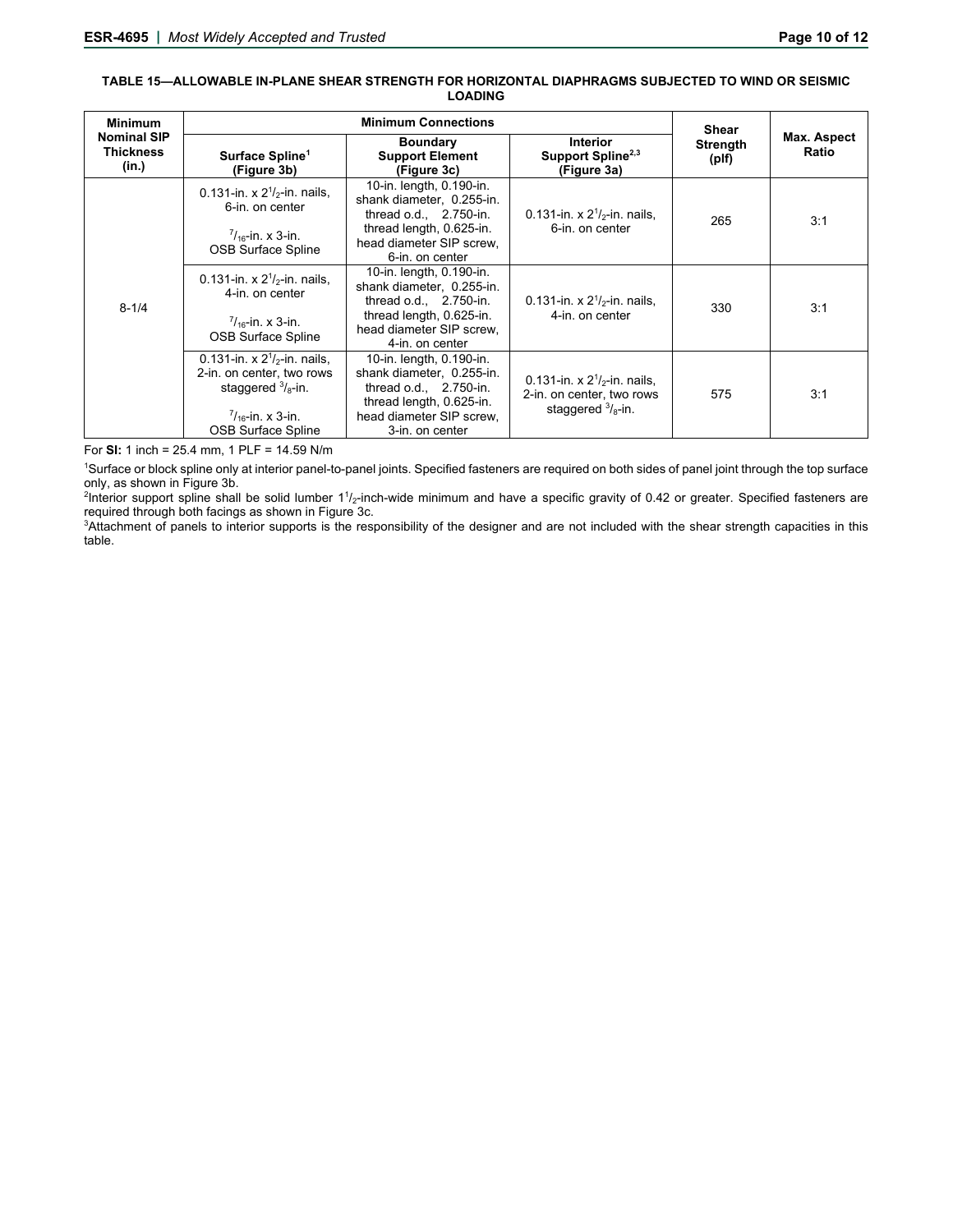**TABLE 15—ALLOWABLE IN-PLANE SHEAR STRENGTH FOR HORIZONTAL DIAPHRAGMS SUBJECTED TO WIND OR SEISMIC LOADING**

| Minimum Nominal SIP Thickness (in.) | Minimum Connections | | | Shear Strength (plf) | Max. Aspect Ratio |
|---|---|---|---|---|---|
| | Surface Spline[1] (Figure 3b) | Boundary Support Element (Figure 3c) | Interior Support Spline[2,3] (Figure 3a) | | |
| 8-1/4 | 0.131-in. x $2^1/_2$-in. nails, 6-in. on center<br><br>$^7/_{16}$-in. x 3-in. OSB Surface Spline | 10-in. length, 0.190-in. shank diameter, 0.255-in. thread o.d., 2.750-in. thread length, 0.625-in. head diameter SIP screw, 6-in. on center | 0.131-in. x $2^1/_2$-in. nails, 6-in. on center | 265 | 3:1 |
| | 0.131-in. x $2^1/_2$-in. nails, 4-in. on center<br><br>$^7/_{16}$-in. x 3-in. OSB Surface Spline | 10-in. length, 0.190-in. shank diameter, 0.255-in. thread o.d., 2.750-in. thread length, 0.625-in. head diameter SIP screw, 4-in. on center | 0.131-in. x $2^1/_2$-in. nails, 4-in. on center | 330 | 3:1 |
| | 0.131-in. x $2^1/_2$-in. nails, 2-in. on center, two rows staggered $^3/_8$-in.<br><br>$^7/_{16}$-in. x 3-in. OSB Surface Spline | 10-in. length, 0.190-in. shank diameter, 0.255-in. thread o.d., 2.750-in. thread length, 0.625-in. head diameter SIP screw, 3-in. on center | 0.131-in. x $2^1/_2$-in. nails, 2-in. on center, two rows staggered $^3/_8$-in. | 575 | 3:1 |

For **SI:** 1 inch = 25.4 mm, 1 PLF = 14.59 N/m

[1]Surface or block spline only at interior panel-to-panel joints. Specified fasteners are required on both sides of panel joint through the top surface only, as shown in Figure 3b.

[2]Interior support spline shall be solid lumber $1^1/_2$-inch-wide minimum and have a specific gravity of 0.42 or greater. Specified fasteners are required through both facings as shown in Figure 3c.

[3]Attachment of panels to interior supports is the responsibility of the designer and are not included with the shear strength capacities in this table.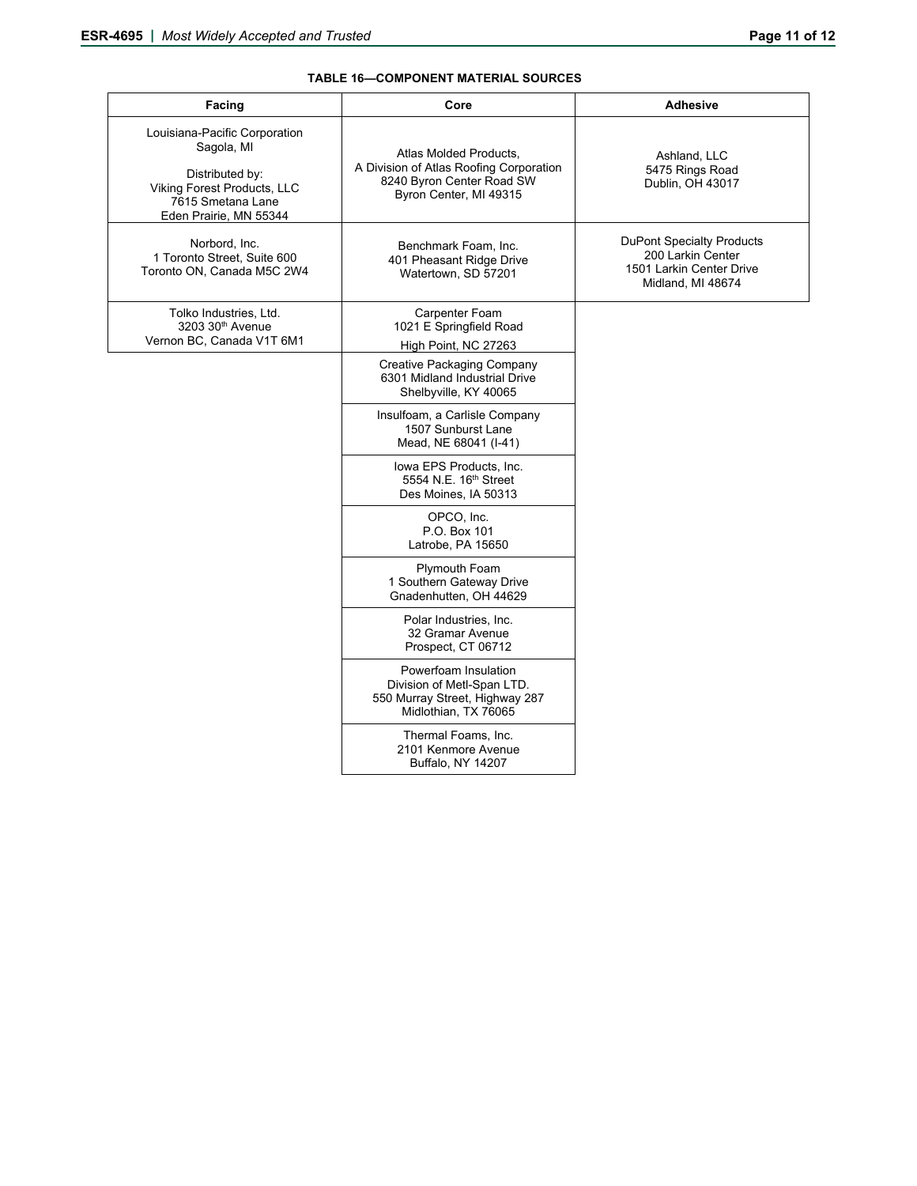**TABLE 16—COMPONENT MATERIAL SOURCES**

| Facing | Core | Adhesive |
|---|---|---|
| Louisiana-Pacific Corporation<br>Sagola, MI<br><br>Distributed by:<br>Viking Forest Products, LLC<br>7615 Smetana Lane<br>Eden Prairie, MN 55344 | Atlas Molded Products,<br>A Division of Atlas Roofing Corporation<br>8240 Byron Center Road SW<br>Byron Center, MI 49315 | Ashland, LLC<br>5475 Rings Road<br>Dublin, OH 43017 |
| Norbord, Inc.<br>1 Toronto Street, Suite 600<br>Toronto ON, Canada M5C 2W4 | Benchmark Foam, Inc.<br>401 Pheasant Ridge Drive<br>Watertown, SD 57201 | DuPont Specialty Products<br>200 Larkin Center<br>1501 Larkin Center Drive<br>Midland, MI 48674 |
| Tolko Industries, Ltd.<br>3203 30th Avenue<br>Vernon BC, Canada V1T 6M1 | Carpenter Foam<br>1021 E Springfield Road<br>High Point, NC 27263 | |
| | Creative Packaging Company<br>6301 Midland Industrial Drive<br>Shelbyville, KY 40065 | |
| | Insulfoam, a Carlisle Company<br>1507 Sunburst Lane<br>Mead, NE 68041 (I-41) | |
| | Iowa EPS Products, Inc.<br>5554 N.E. 16th Street<br>Des Moines, IA 50313 | |
| | OPCO, Inc.<br>P.O. Box 101<br>Latrobe, PA 15650 | |
| | Plymouth Foam<br>1 Southern Gateway Drive<br>Gnadenhutten, OH 44629 | |
| | Polar Industries, Inc.<br>32 Gramar Avenue<br>Prospect, CT 06712 | |
| | Powerfoam Insulation<br>Division of Metl-Span LTD.<br>550 Murray Street, Highway 287<br>Midlothian, TX 76065 | |
| | Thermal Foams, Inc.<br>2101 Kenmore Avenue<br>Buffalo, NY 14207 | |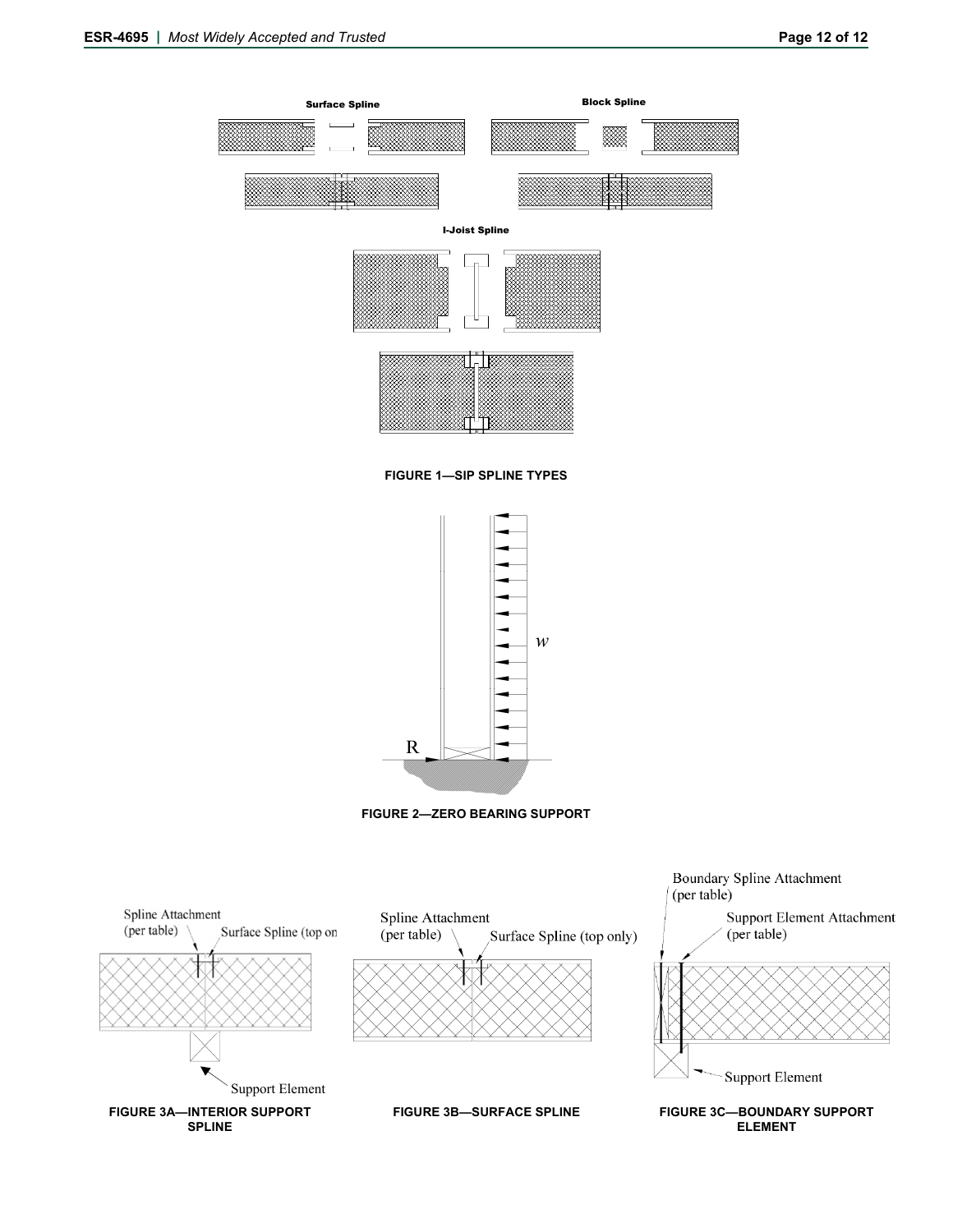Surface Spline

Block Spline

I-Joist Spline

**FIGURE 1—SIP SPLINE TYPES**

$w$

R

**FIGURE 2—ZERO BEARING SUPPORT**

Spline Attachment (per table)

Surface Spline (top on

Support Element

**FIGURE 3A—INTERIOR SUPPORT SPLINE**

Spline Attachment (per table)

Surface Spline (top only)

**FIGURE 3B—SURFACE SPLINE**

Boundary Spline Attachment (per table)

Support Element Attachment (per table)

Support Element

**FIGURE 3C—BOUNDARY SUPPORT ELEMENT**